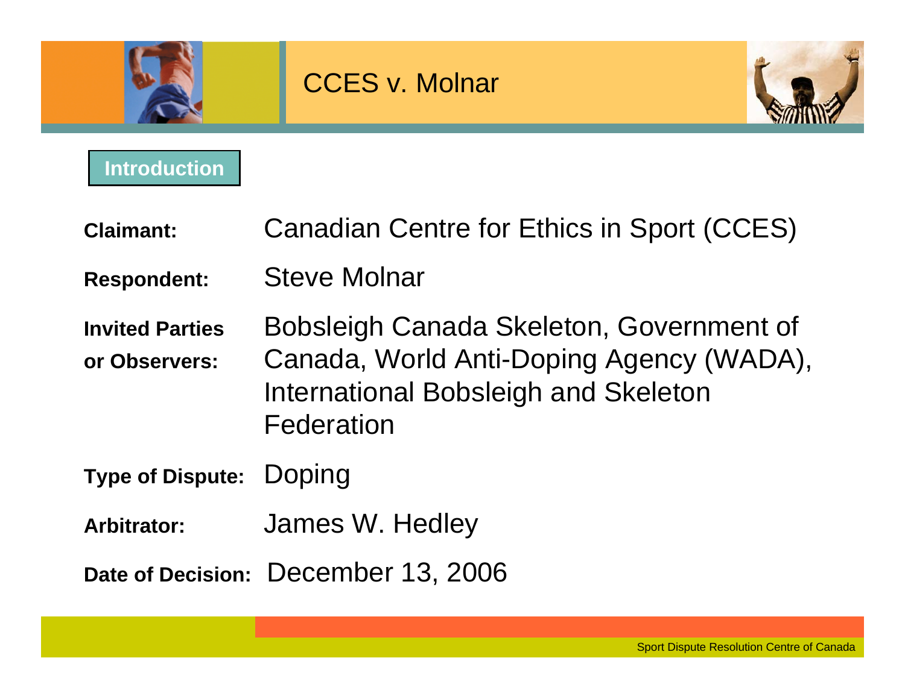# CCES v. Molnar

## Introduction

**Claimant:** Canadian Centre for Ethics in Sport (CCES)

**Respondent:** Steve Molnar

**Invited Parties or Observers:** Bobsleigh Canada Skeleton, Government of Canada, World Anti-Doping Agency (WADA), International Bobsleigh and Skeleton Federation

**Type of Dispute:** Doping

**Arbitrator:** James W. Hedley

**Date of Decision:** December 13, 2006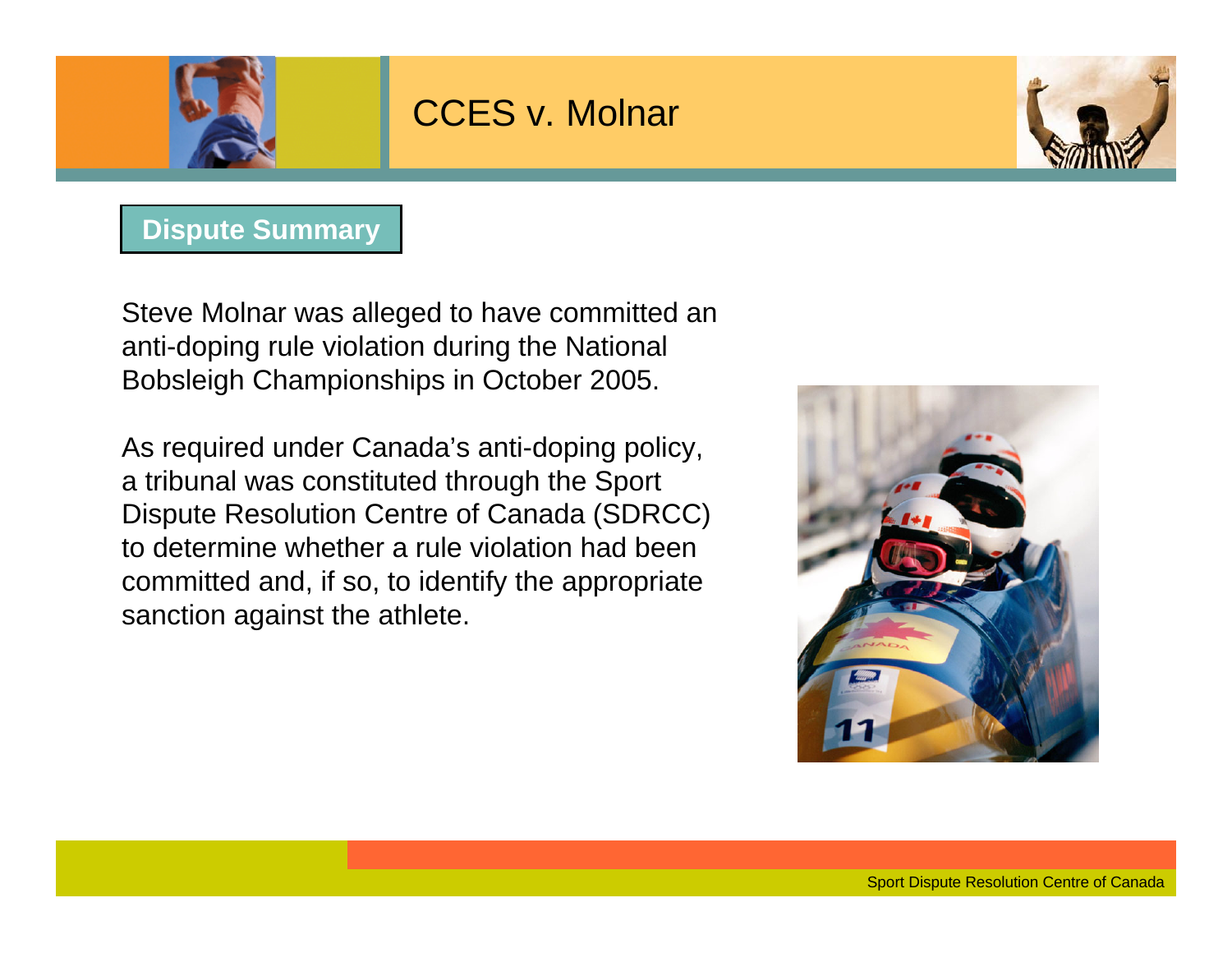# CCES v. Molnar

## Dispute Summary

Steve Molnar was alleged to have committed an anti-doping rule violation during the National Bobsleigh Championships in October 2005.

As required under Canada's anti-doping policy, a tribunal was constituted through the Sport Dispute Resolution Centre of Canada (SDRCC) to determine whether a rule violation had been committed and, if so, to identify the appropriate sanction against the athlete.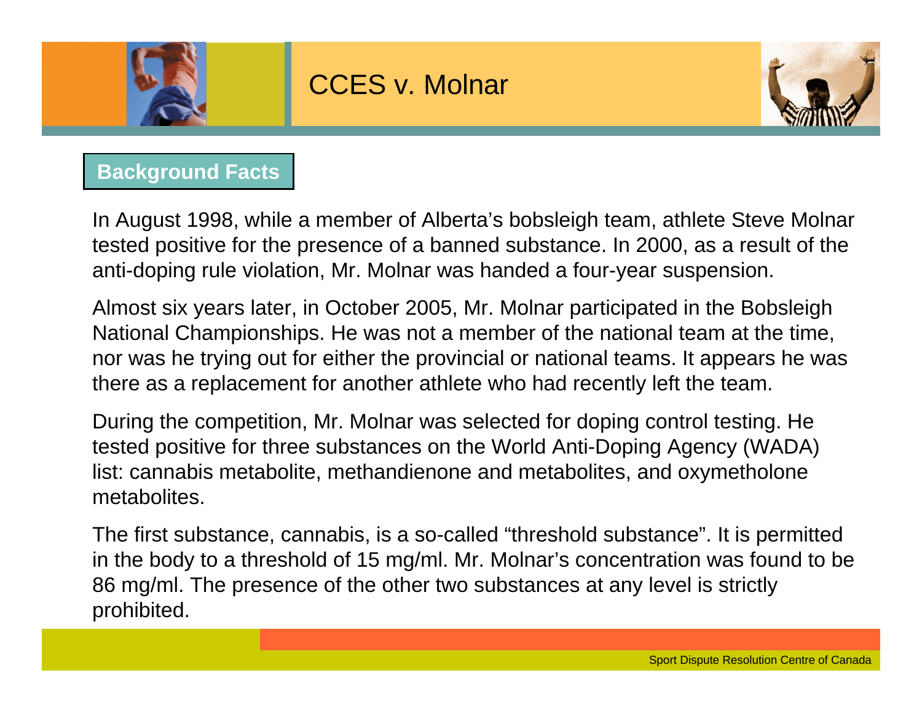# CCES v. Molnar

## Background Facts

In August 1998, while a member of Alberta's bobsleigh team, athlete Steve Molnar tested positive for the presence of a banned substance. In 2000, as a result of the anti-doping rule violation, Mr. Molnar was handed a four-year suspension.

Almost six years later, in October 2005, Mr. Molnar participated in the Bobsleigh National Championships. He was not a member of the national team at the time, nor was he trying out for either the provincial or national teams. It appears he was there as a replacement for another athlete who had recently left the team.

During the competition, Mr. Molnar was selected for doping control testing. He tested positive for three substances on the World Anti-Doping Agency (WADA) list: cannabis metabolite, methandienone and metabolites, and oxymetholone metabolites.

The first substance, cannabis, is a so-called "threshold substance". It is permitted in the body to a threshold of 15 mg/ml. Mr. Molnar's concentration was found to be 86 mg/ml. The presence of the other two substances at any level is strictly prohibited.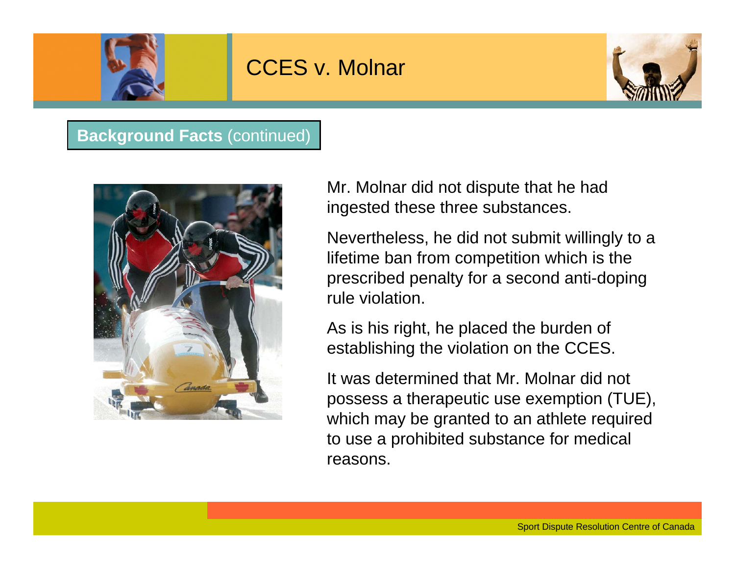# CCES v. Molnar

## **Background Facts** (continued)

Mr. Molnar did not dispute that he had ingested these three substances.

Nevertheless, he did not submit willingly to a lifetime ban from competition which is the prescribed penalty for a second anti-doping rule violation.

As is his right, he placed the burden of establishing the violation on the CCES.

It was determined that Mr. Molnar did not possess a therapeutic use exemption (TUE), which may be granted to an athlete required to use a prohibited substance for medical reasons.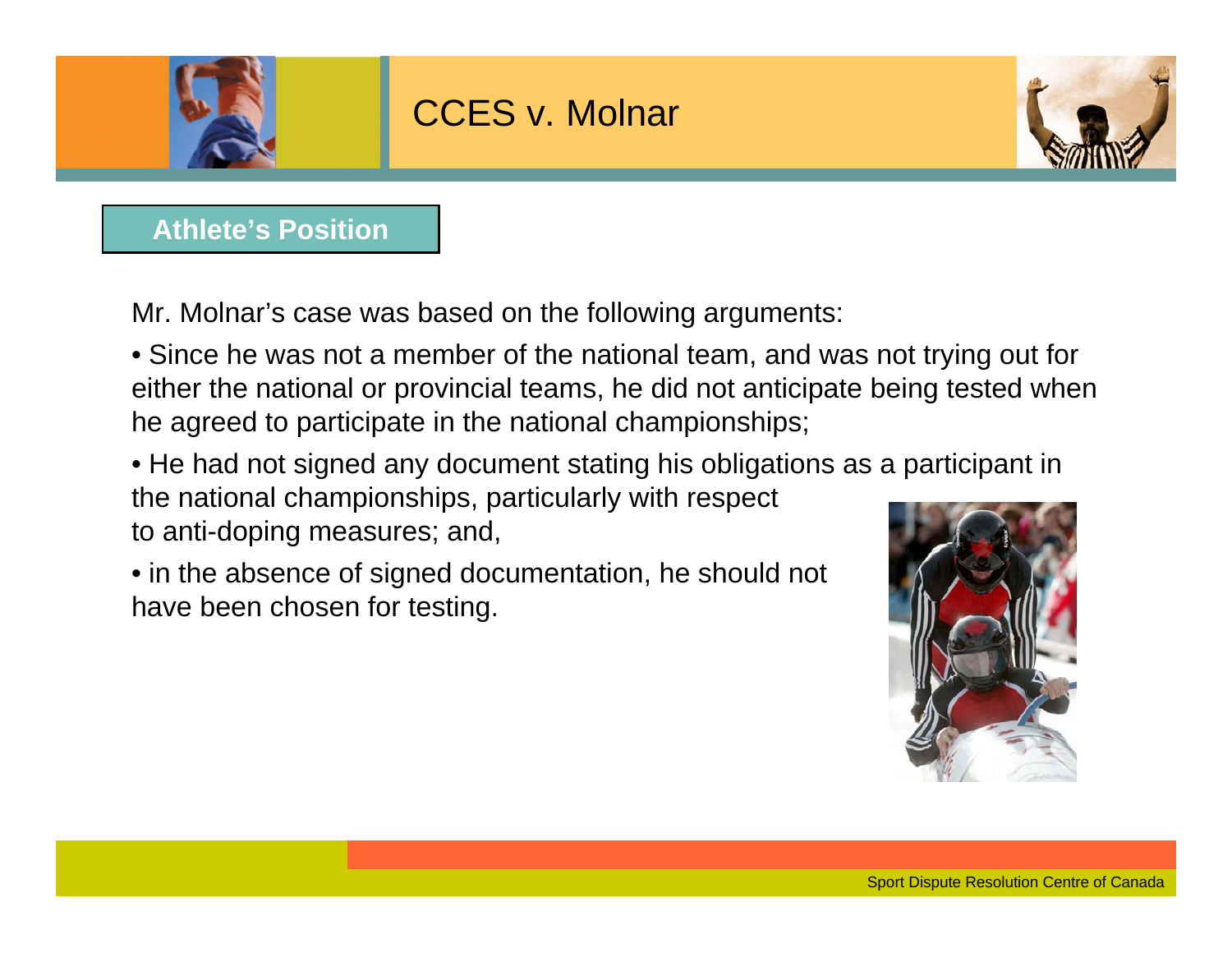# CCES v. Molnar

## Athlete's Position

Mr. Molnar's case was based on the following arguments:

- Since he was not a member of the national team, and was not trying out for either the national or provincial teams, he did not anticipate being tested when he agreed to participate in the national championships;
- He had not signed any document stating his obligations as a participant in the national championships, particularly with respect to anti-doping measures; and,
- in the absence of signed documentation, he should not have been chosen for testing.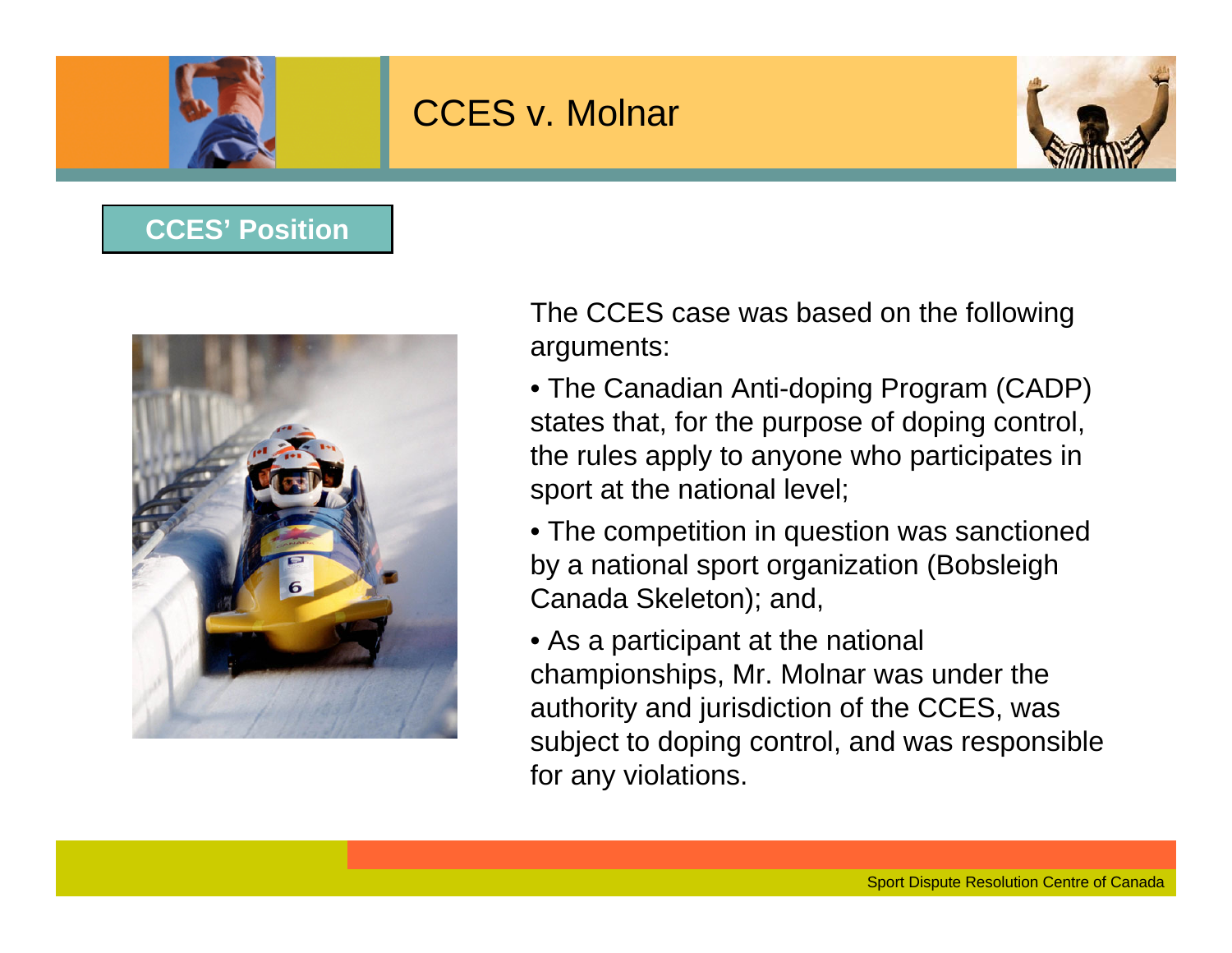# CCES v. Molnar

## CCES' Position

The CCES case was based on the following arguments:

- The Canadian Anti-doping Program (CADP) states that, for the purpose of doping control, the rules apply to anyone who participates in sport at the national level;
- The competition in question was sanctioned by a national sport organization (Bobsleigh Canada Skeleton); and,
- As a participant at the national championships, Mr. Molnar was under the authority and jurisdiction of the CCES, was subject to doping control, and was responsible for any violations.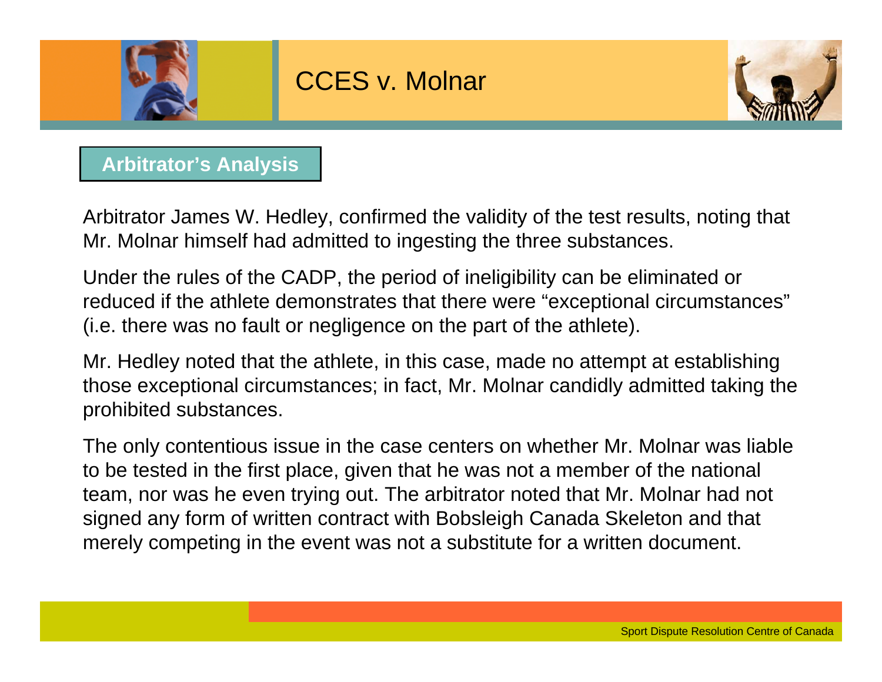# CCES v. Molnar

## Arbitrator's Analysis

Arbitrator James W. Hedley, confirmed the validity of the test results, noting that Mr. Molnar himself had admitted to ingesting the three substances.

Under the rules of the CADP, the period of ineligibility can be eliminated or reduced if the athlete demonstrates that there were "exceptional circumstances" (i.e. there was no fault or negligence on the part of the athlete).

Mr. Hedley noted that the athlete, in this case, made no attempt at establishing those exceptional circumstances; in fact, Mr. Molnar candidly admitted taking the prohibited substances.

The only contentious issue in the case centers on whether Mr. Molnar was liable to be tested in the first place, given that he was not a member of the national team, nor was he even trying out. The arbitrator noted that Mr. Molnar had not signed any form of written contract with Bobsleigh Canada Skeleton and that merely competing in the event was not a substitute for a written document.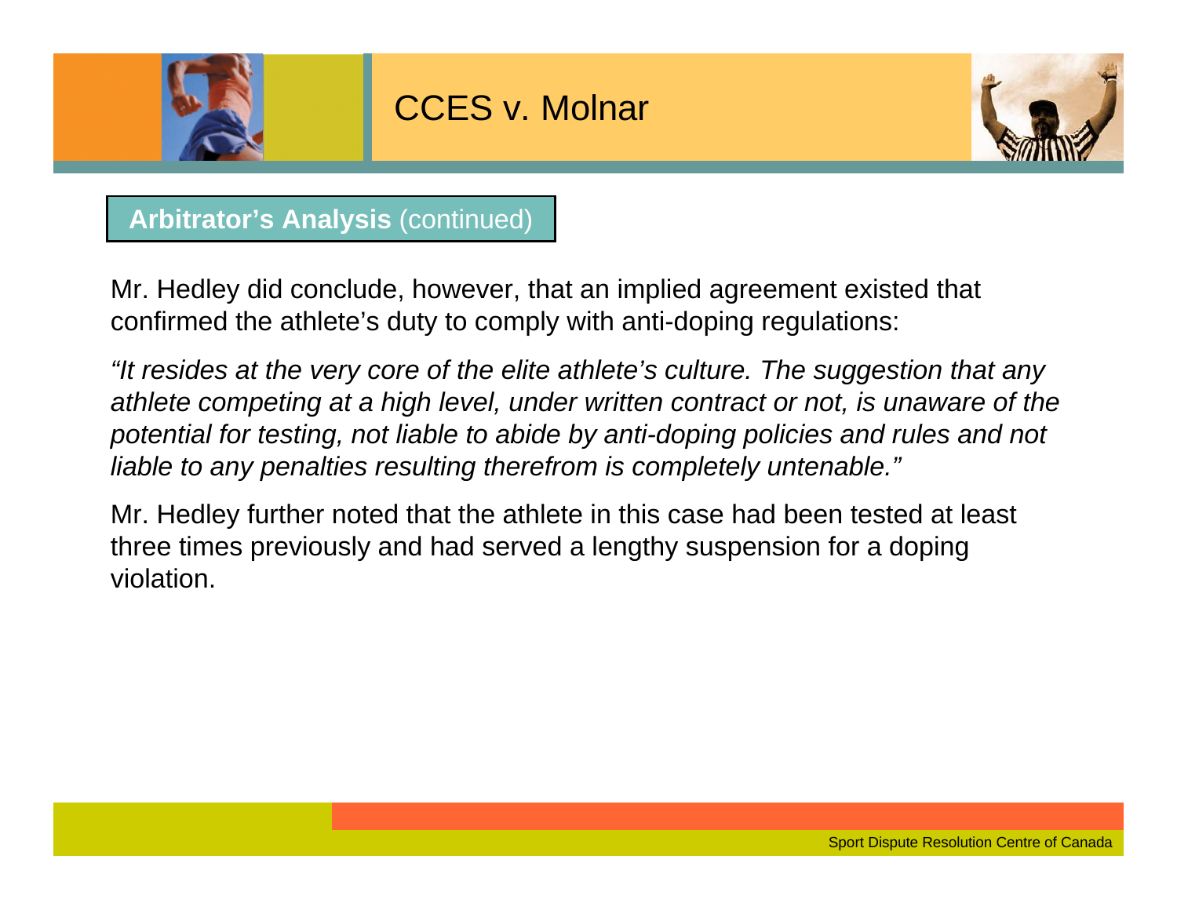# CCES v. Molnar

## Arbitrator's Analysis (continued)

Mr. Hedley did conclude, however, that an implied agreement existed that confirmed the athlete's duty to comply with anti-doping regulations:

*"It resides at the very core of the elite athlete's culture. The suggestion that any athlete competing at a high level, under written contract or not, is unaware of the potential for testing, not liable to abide by anti-doping policies and rules and not liable to any penalties resulting therefrom is completely untenable."*

Mr. Hedley further noted that the athlete in this case had been tested at least three times previously and had served a lengthy suspension for a doping violation.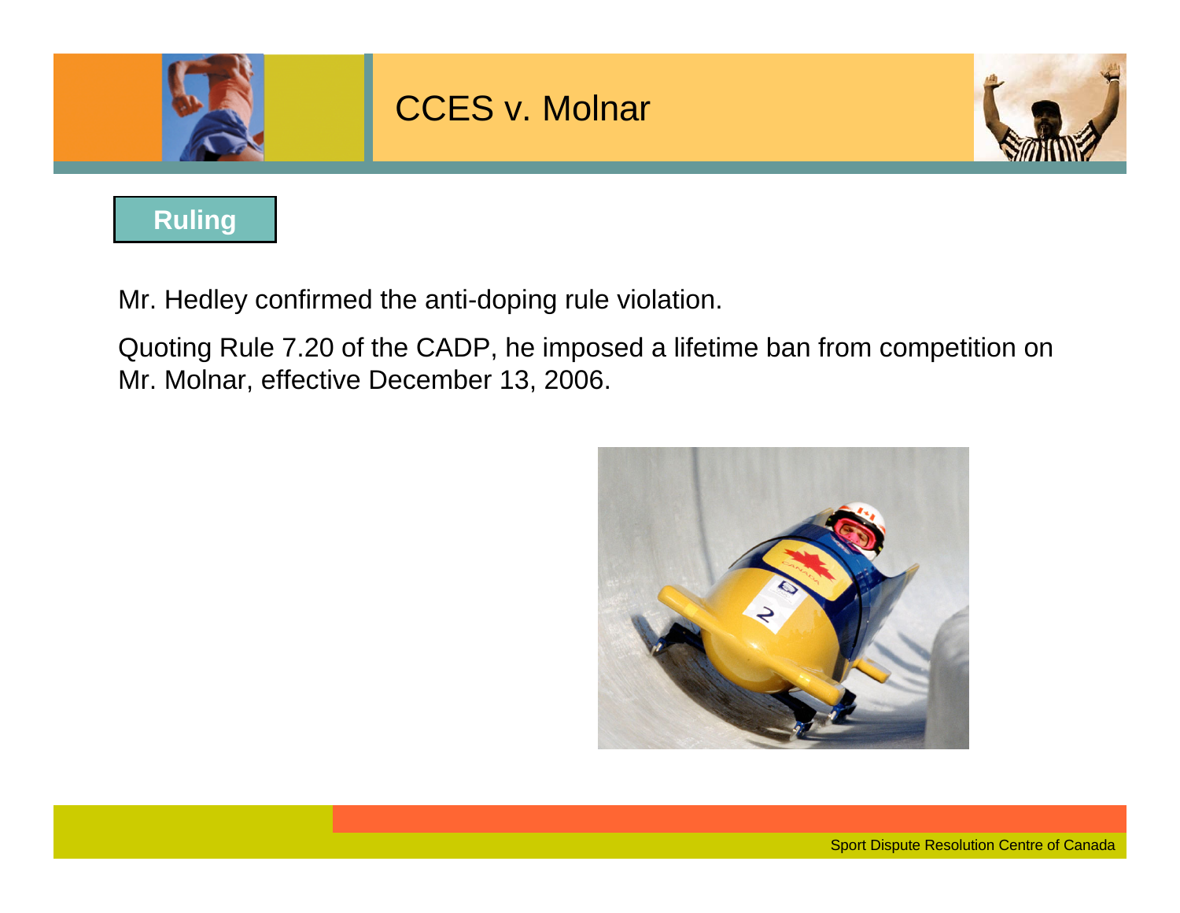# CCES v. Molnar

## Ruling

Mr. Hedley confirmed the anti-doping rule violation.

Quoting Rule 7.20 of the CADP, he imposed a lifetime ban from competition on Mr. Molnar, effective December 13, 2006.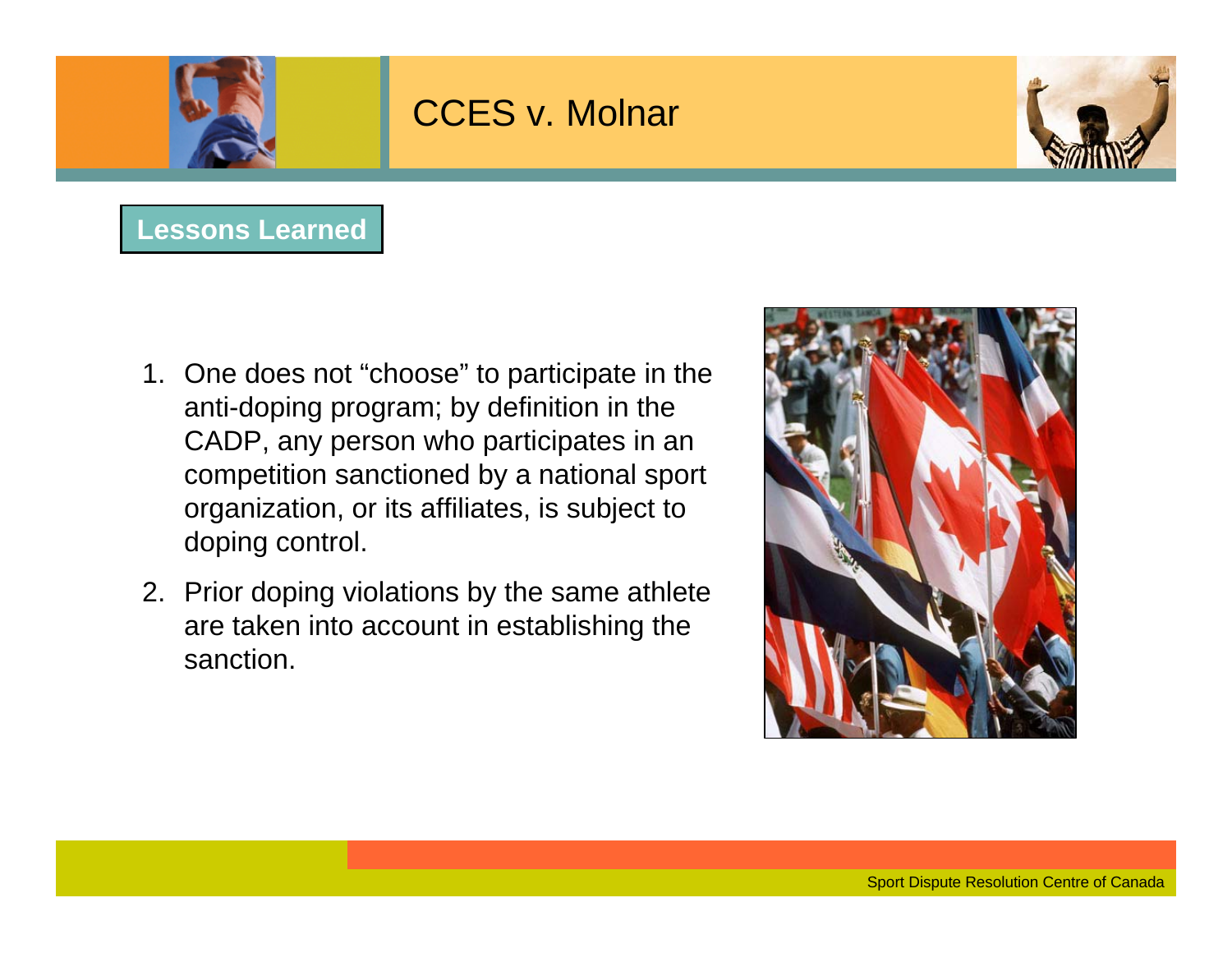# CCES v. Molnar

## Lessons Learned

1. One does not "choose" to participate in the anti-doping program; by definition in the CADP, any person who participates in an competition sanctioned by a national sport organization, or its affiliates, is subject to doping control.
2. Prior doping violations by the same athlete are taken into account in establishing the sanction.